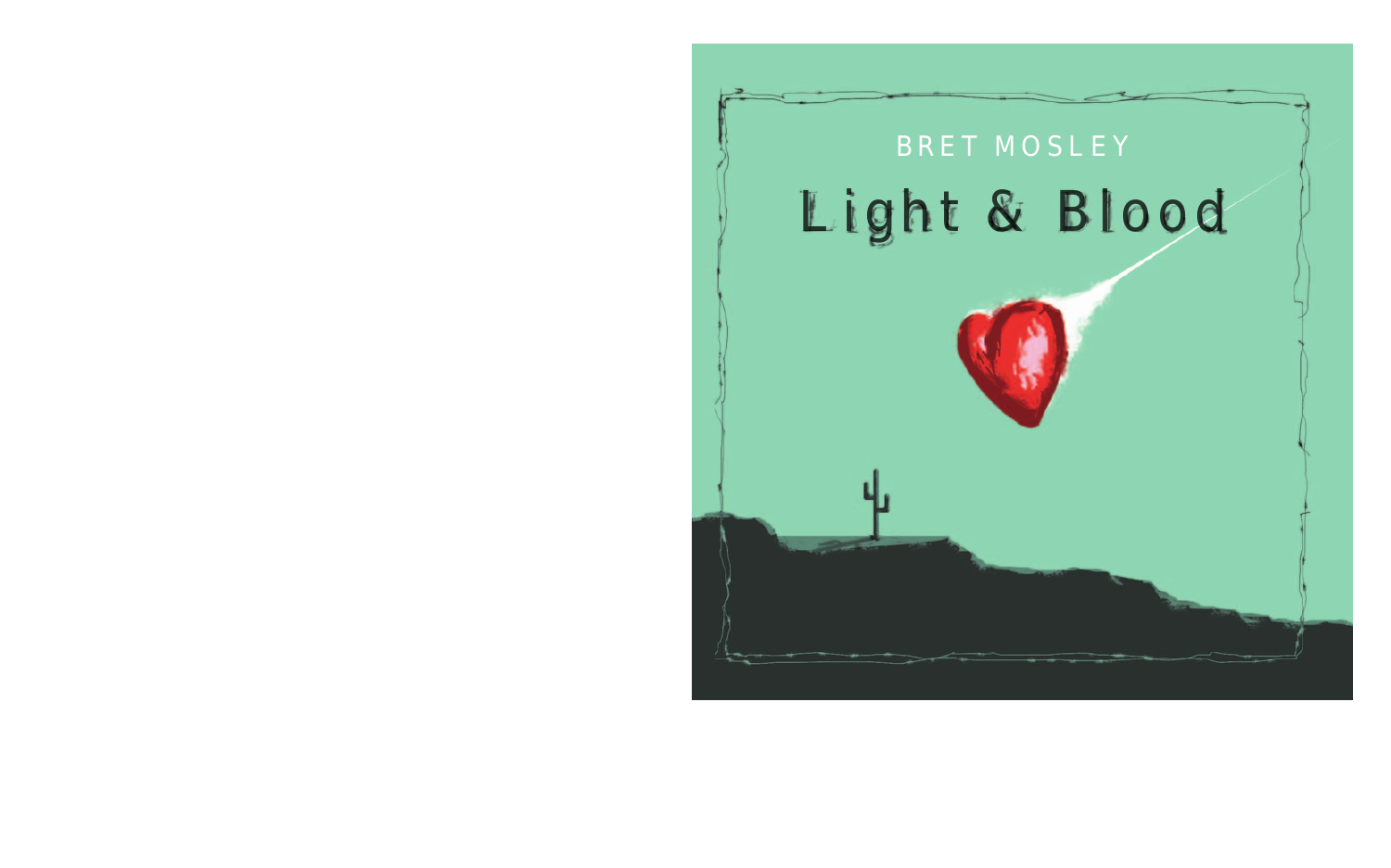BRET MOSLEY

# Light & Blood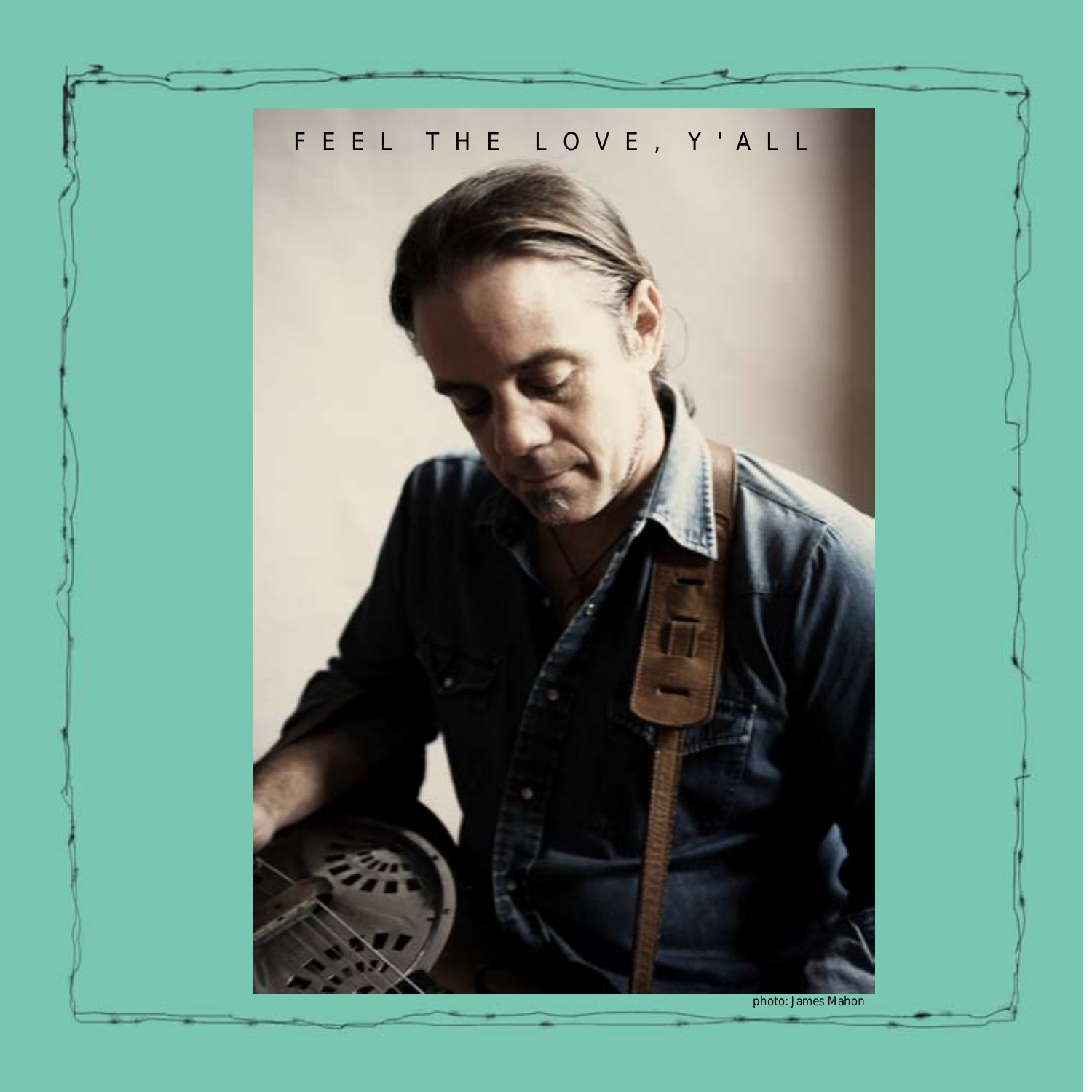FEEL THE LOVE, Y'ALL

photo: James Mahon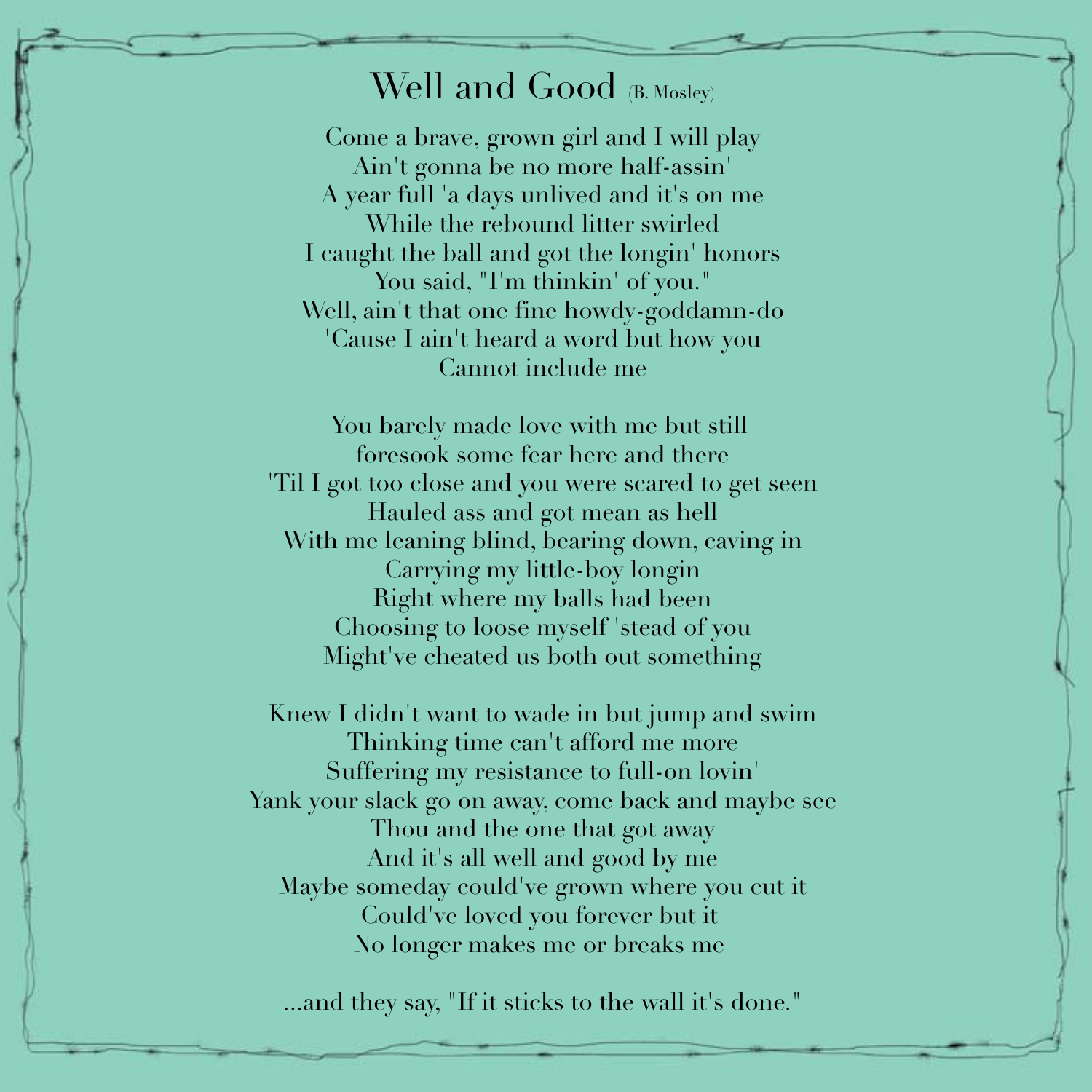# Well and Good (B. Mosley)

Come a brave, grown girl and I will play
Ain't gonna be no more half-assin'
A year full 'a days unlived and it's on me
While the rebound litter swirled
I caught the ball and got the longin' honors
You said, "I'm thinkin' of you."
Well, ain't that one fine howdy-goddamn-do
'Cause I ain't heard a word but how you
Cannot include me

You barely made love with me but still
foresook some fear here and there
'Til I got too close and you were scared to get seen
Hauled ass and got mean as hell
With me leaning blind, bearing down, caving in
Carrying my little-boy longin
Right where my balls had been
Choosing to loose myself 'stead of you
Might've cheated us both out something

Knew I didn't want to wade in but jump and swim
Thinking time can't afford me more
Suffering my resistance to full-on lovin'
Yank your slack go on away, come back and maybe see
Thou and the one that got away
And it's all well and good by me
Maybe someday could've grown where you cut it
Could've loved you forever but it
No longer makes me or breaks me

...and they say, "If it sticks to the wall it's done."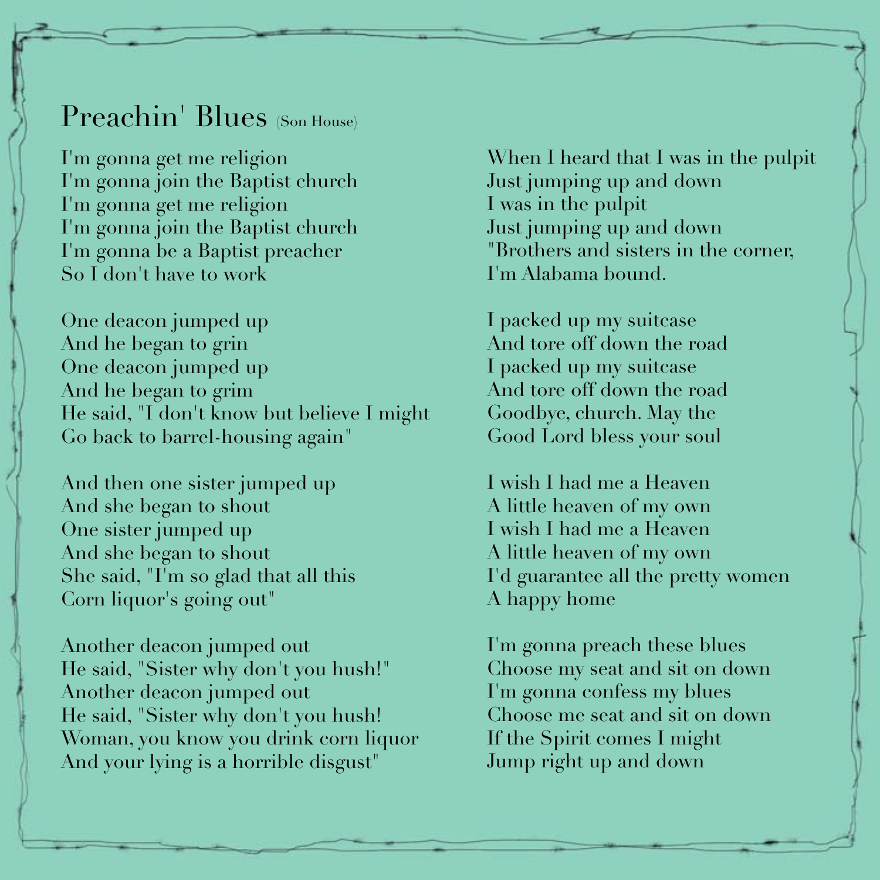# Preachin' Blues (Son House)

I'm gonna get me religion
I'm gonna join the Baptist church
I'm gonna get me religion
I'm gonna join the Baptist church
I'm gonna be a Baptist preacher
So I don't have to work

One deacon jumped up
And he began to grin
One deacon jumped up
And he began to grim
He said, "I don't know but believe I might
Go back to barrel-housing again"

And then one sister jumped up
And she began to shout
One sister jumped up
And she began to shout
She said, "I'm so glad that all this
Corn liquor's going out"

Another deacon jumped out
He said, "Sister why don't you hush!"
Another deacon jumped out
He said, "Sister why don't you hush!
Woman, you know you drink corn liquor
And your lying is a horrible disgust"

When I heard that I was in the pulpit
Just jumping up and down
I was in the pulpit
Just jumping up and down
"Brothers and sisters in the corner,
I'm Alabama bound.

I packed up my suitcase
And tore off down the road
I packed up my suitcase
And tore off down the road
Goodbye, church. May the
Good Lord bless your soul

I wish I had me a Heaven
A little heaven of my own
I wish I had me a Heaven
A little heaven of my own
I'd guarantee all the pretty women
A happy home

I'm gonna preach these blues
Choose my seat and sit on down
I'm gonna confess my blues
Choose me seat and sit on down
If the Spirit comes I might
Jump right up and down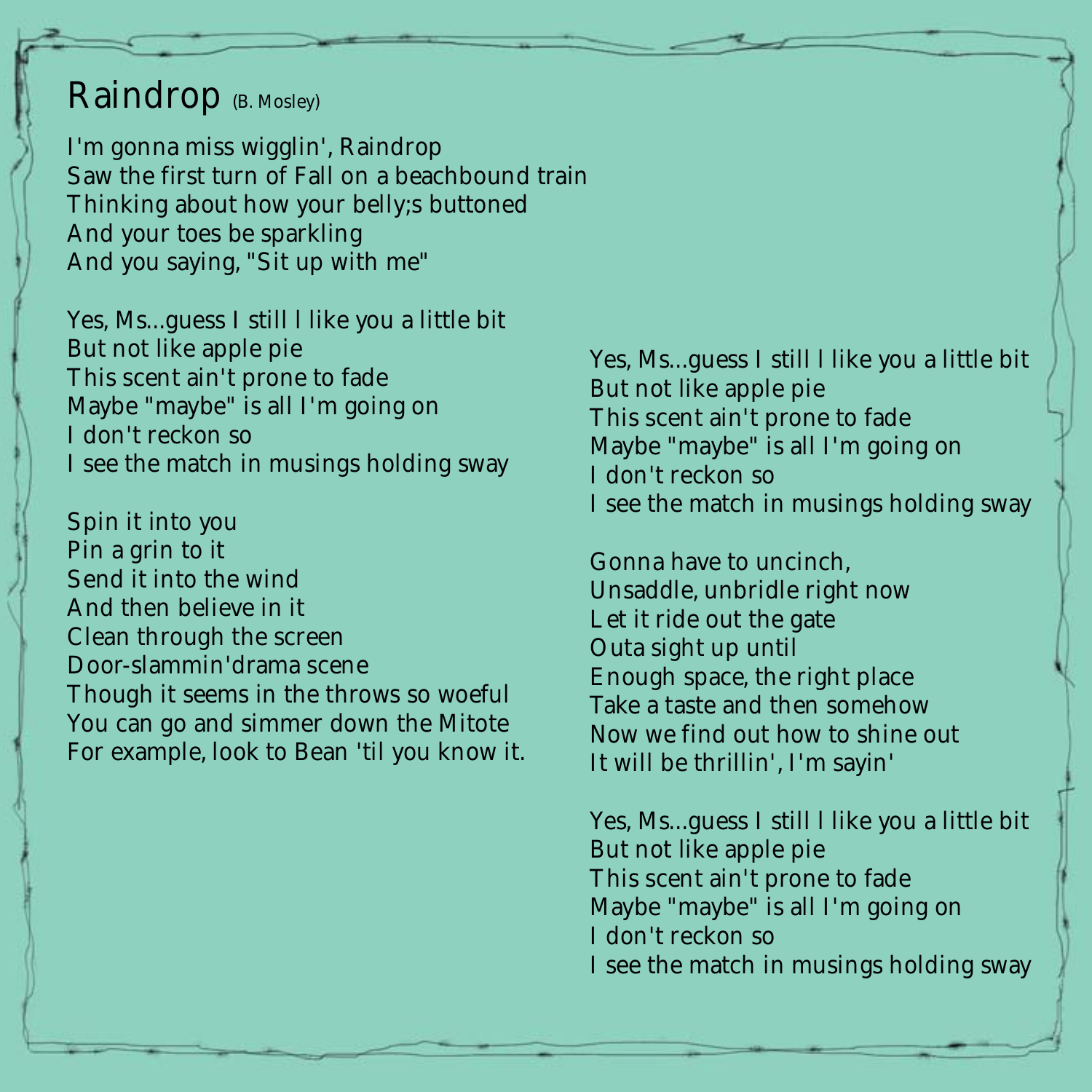# Raindrop (B. Mosley)

I'm gonna miss wigglin', Raindrop
Saw the first turn of Fall on a beachbound train
Thinking about how your belly;s buttoned
And your toes be sparkling
And you saying, "Sit up with me"

Yes, Ms...guess I still I like you a little bit
But not like apple pie
This scent ain't prone to fade
Maybe "maybe" is all I'm going on
I don't reckon so
I see the match in musings holding sway

Spin it into you
Pin a grin to it
Send it into the wind
And then believe in it
Clean through the screen
Door-slammin'drama scene
Though it seems in the throws so woeful
You can go and simmer down the Mitote
For example, look to Bean 'til you know it.

Yes, Ms...guess I still I like you a little bit
But not like apple pie
This scent ain't prone to fade
Maybe "maybe" is all I'm going on
I don't reckon so
I see the match in musings holding sway

Gonna have to uncinch,
Unsaddle, unbridle right now
Let it ride out the gate
Outa sight up until
Enough space, the right place
Take a taste and then somehow
Now we find out how to shine out
It will be thrillin', I'm sayin'

Yes, Ms...guess I still I like you a little bit
But not like apple pie
This scent ain't prone to fade
Maybe "maybe" is all I'm going on
I don't reckon so
I see the match in musings holding sway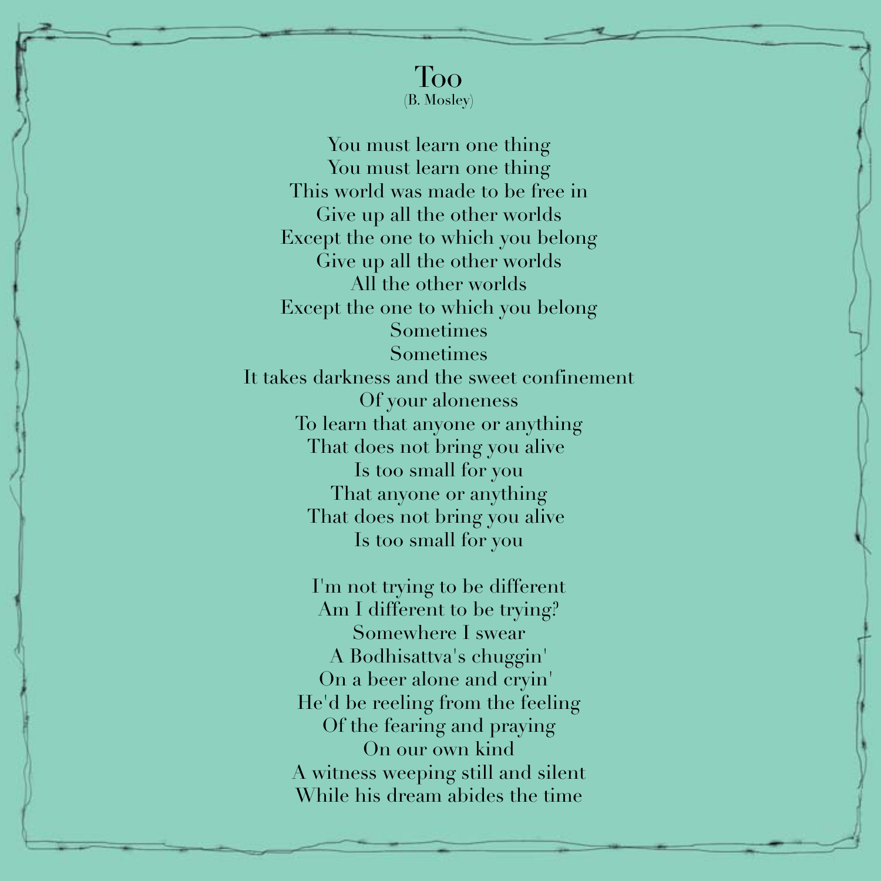# Too

(B. Mosley)

You must learn one thing  
You must learn one thing  
This world was made to be free in  
Give up all the other worlds  
Except the one to which you belong  
Give up all the other worlds  
All the other worlds  
Except the one to which you belong  
Sometimes  
Sometimes  
It takes darkness and the sweet confinement  
Of your aloneness  
To learn that anyone or anything  
That does not bring you alive  
Is too small for you  
That anyone or anything  
That does not bring you alive  
Is too small for you

I'm not trying to be different  
Am I different to be trying?  
Somewhere I swear  
A Bodhisattva's chuggin'  
On a beer alone and cryin'  
He'd be reeling from the feeling  
Of the fearing and praying  
On our own kind  
A witness weeping still and silent  
While his dream abides the time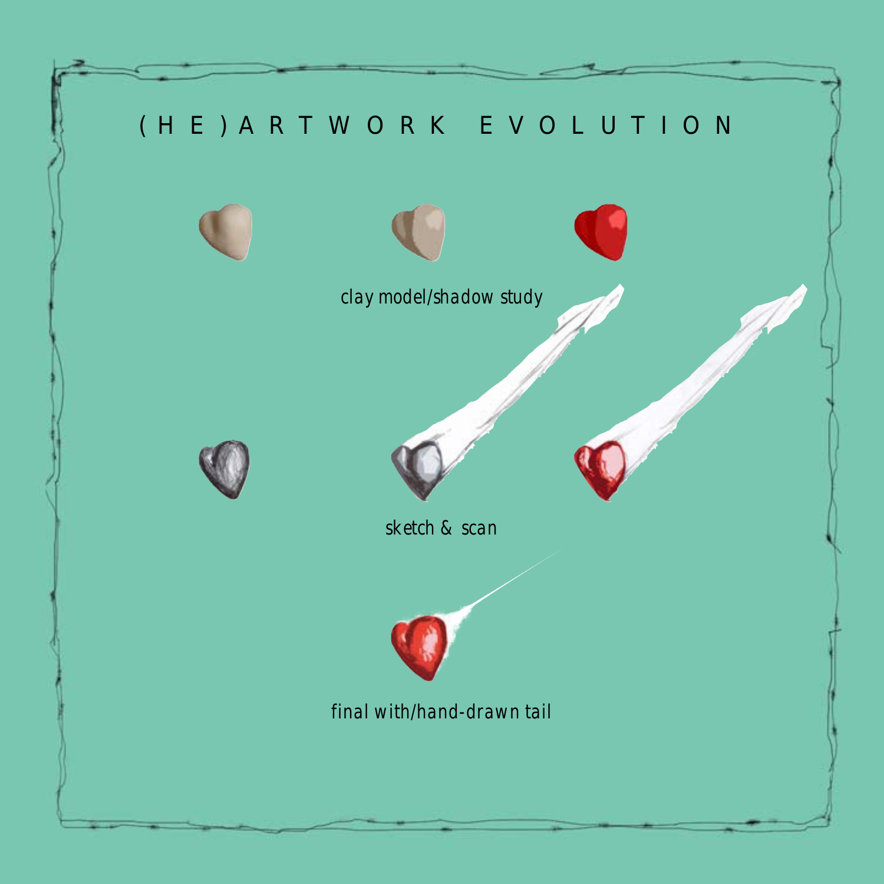# (HE)ARTWORK EVOLUTION

clay model/shadow study

sketch & scan

final with/hand-drawn tail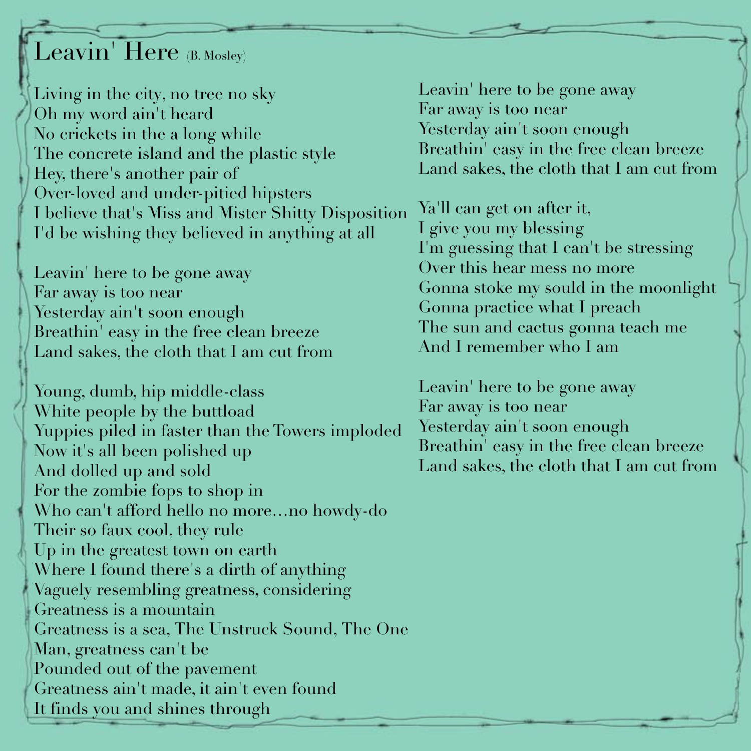# Leavin' Here (B. Mosley)

Living in the city, no tree no sky
Oh my word ain't heard
No crickets in the a long while
The concrete island and the plastic style
Hey, there's another pair of
Over-loved and under-pitied hipsters
I believe that's Miss and Mister Shitty Disposition
I'd be wishing they believed in anything at all

Leavin' here to be gone away
Far away is too near
Yesterday ain't soon enough
Breathin' easy in the free clean breeze
Land sakes, the cloth that I am cut from

Young, dumb, hip middle-class
White people by the buttload
Yuppies piled in faster than the Towers imploded
Now it's all been polished up
And dolled up and sold
For the zombie fops to shop in
Who can't afford hello no more…no howdy-do
Their so faux cool, they rule
Up in the greatest town on earth
Where I found there's a dirth of anything
Vaguely resembling greatness, considering
Greatness is a mountain
Greatness is a sea, The Unstruck Sound, The One
Man, greatness can't be
Pounded out of the pavement
Greatness ain't made, it ain't even found
It finds you and shines through

Leavin' here to be gone away
Far away is too near
Yesterday ain't soon enough
Breathin' easy in the free clean breeze
Land sakes, the cloth that I am cut from

Ya'll can get on after it,
I give you my blessing
I'm guessing that I can't be stressing
Over this hear mess no more
Gonna stoke my sould in the moonlight
Gonna practice what I preach
The sun and cactus gonna teach me
And I remember who I am

Leavin' here to be gone away
Far away is too near
Yesterday ain't soon enough
Breathin' easy in the free clean breeze
Land sakes, the cloth that I am cut from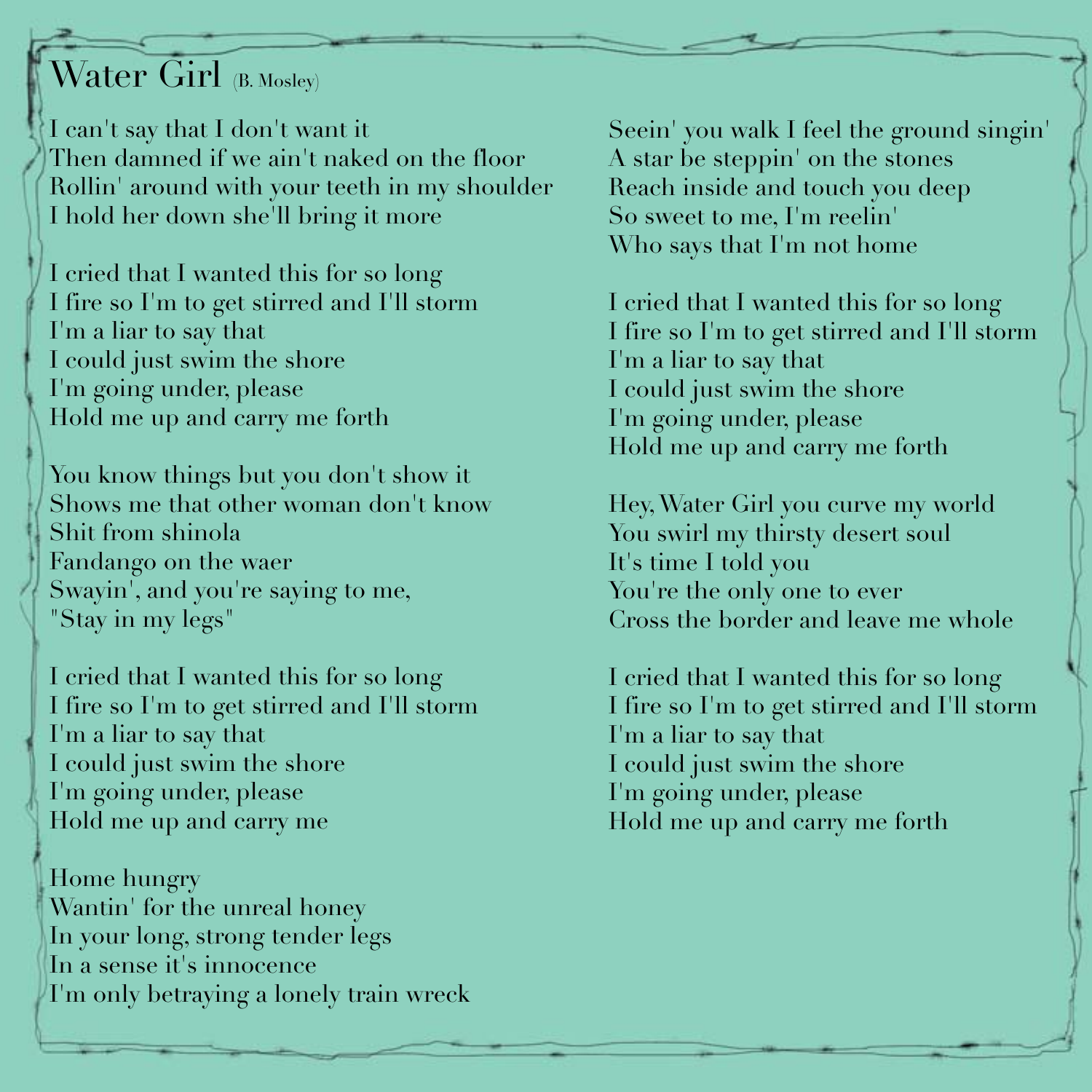# Water Girl (B. Mosley)

I can't say that I don't want it
Then damned if we ain't naked on the floor
Rollin' around with your teeth in my shoulder
I hold her down she'll bring it more

I cried that I wanted this for so long
I fire so I'm to get stirred and I'll storm
I'm a liar to say that
I could just swim the shore
I'm going under, please
Hold me up and carry me forth

You know things but you don't show it
Shows me that other woman don't know
Shit from shinola
Fandango on the waer
Swayin', and you're saying to me,
"Stay in my legs"

I cried that I wanted this for so long
I fire so I'm to get stirred and I'll storm
I'm a liar to say that
I could just swim the shore
I'm going under, please
Hold me up and carry me

Home hungry
Wantin' for the unreal honey
In your long, strong tender legs
In a sense it's innocence
I'm only betraying a lonely train wreck

Seein' you walk I feel the ground singin'
A star be steppin' on the stones
Reach inside and touch you deep
So sweet to me, I'm reelin'
Who says that I'm not home

I cried that I wanted this for so long
I fire so I'm to get stirred and I'll storm
I'm a liar to say that
I could just swim the shore
I'm going under, please
Hold me up and carry me forth

Hey, Water Girl you curve my world
You swirl my thirsty desert soul
It's time I told you
You're the only one to ever
Cross the border and leave me whole

I cried that I wanted this for so long
I fire so I'm to get stirred and I'll storm
I'm a liar to say that
I could just swim the shore
I'm going under, please
Hold me up and carry me forth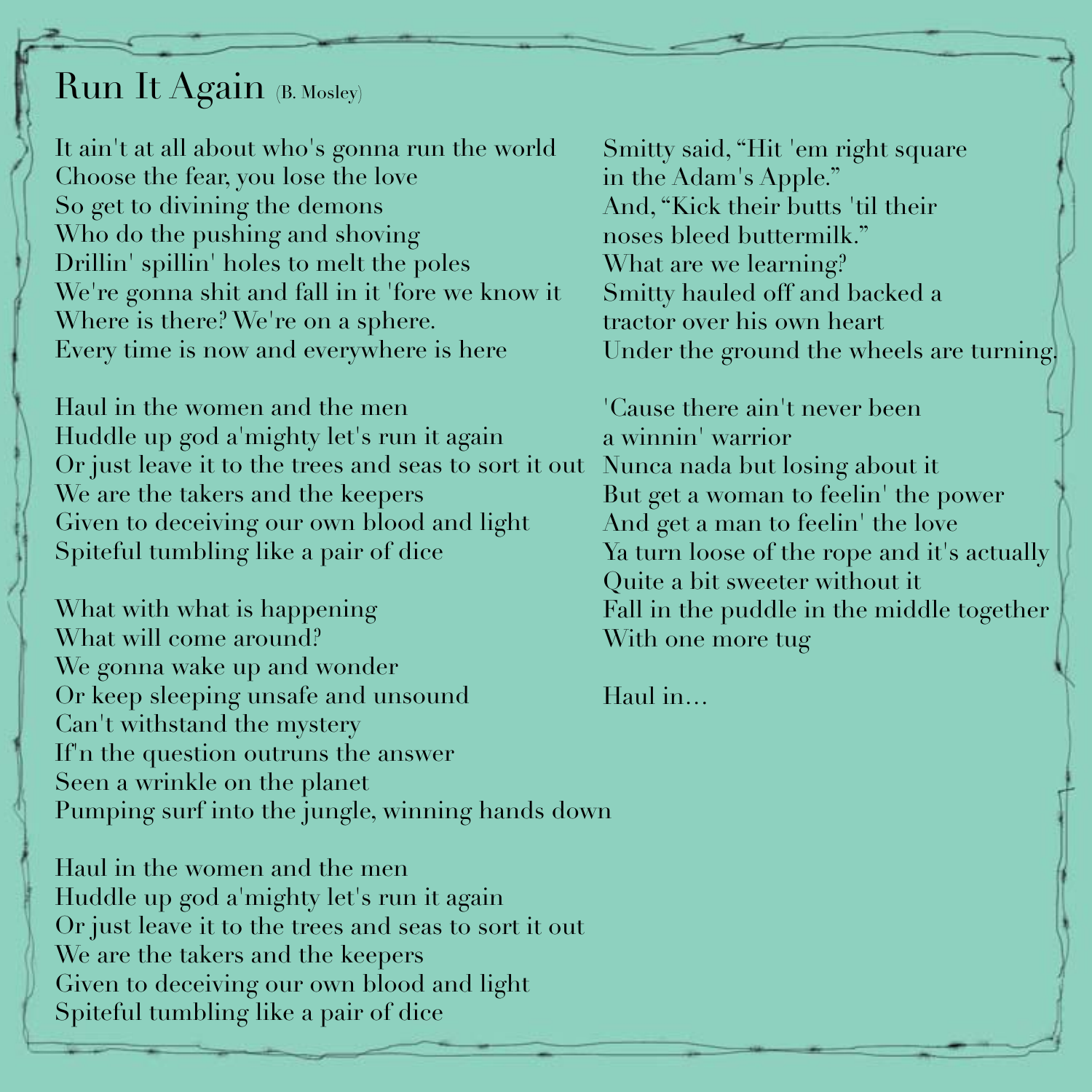# Run It Again (B. Mosley)

It ain't at all about who's gonna run the world
Choose the fear, you lose the love
So get to divining the demons
Who do the pushing and shoving
Drillin' spillin' holes to melt the poles
We're gonna shit and fall in it 'fore we know it
Where is there? We're on a sphere.
Every time is now and everywhere is here

Haul in the women and the men
Huddle up god a'mighty let's run it again
Or just leave it to the trees and seas to sort it out
We are the takers and the keepers
Given to deceiving our own blood and light
Spiteful tumbling like a pair of dice

What with what is happening
What will come around?
We gonna wake up and wonder
Or keep sleeping unsafe and unsound
Can't withstand the mystery
If'n the question outruns the answer
Seen a wrinkle on the planet
Pumping surf into the jungle, winning hands down

Haul in the women and the men
Huddle up god a'mighty let's run it again
Or just leave it to the trees and seas to sort it out
We are the takers and the keepers
Given to deceiving our own blood and light
Spiteful tumbling like a pair of dice

Smitty said, "Hit 'em right square
in the Adam's Apple."
And, "Kick their butts 'til their
noses bleed buttermilk."
What are we learning?
Smitty hauled off and backed a
tractor over his own heart
Under the ground the wheels are turning.

'Cause there ain't never been
a winnin' warrior
Nunca nada but losing about it
But get a woman to feelin' the power
And get a man to feelin' the love
Ya turn loose of the rope and it's actually
Quite a bit sweeter without it
Fall in the puddle in the middle together
With one more tug

Haul in…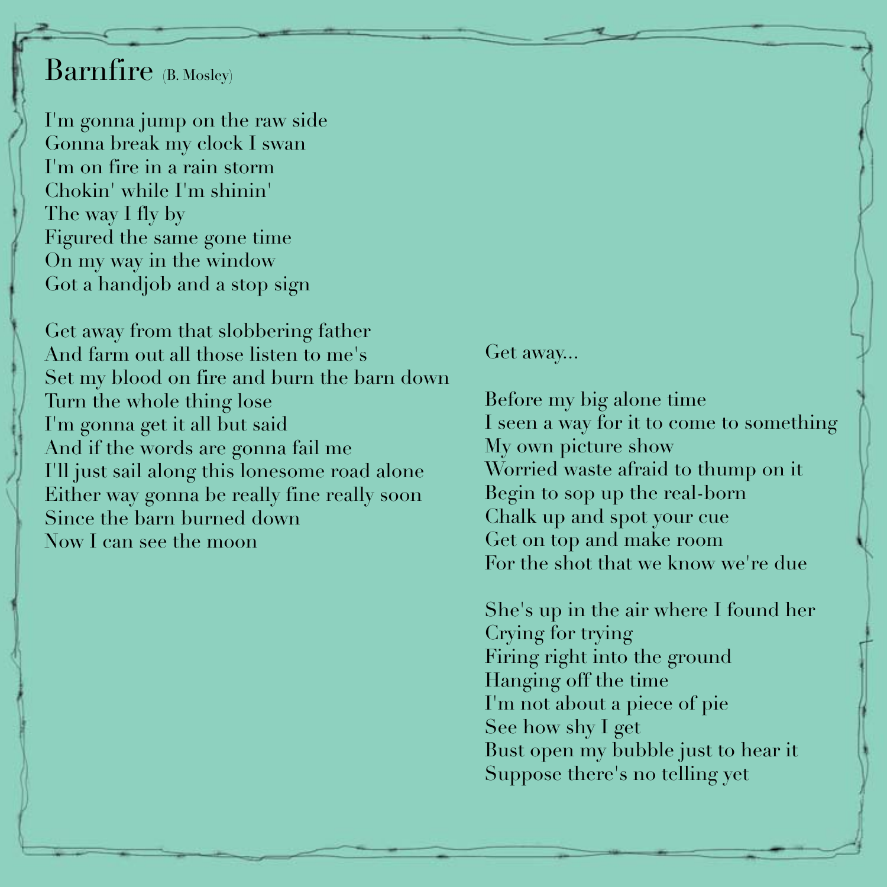# Barnfire (B. Mosley)

I'm gonna jump on the raw side
Gonna break my clock I swan
I'm on fire in a rain storm
Chokin' while I'm shinin'
The way I fly by
Figured the same gone time
On my way in the window
Got a handjob and a stop sign

Get away from that slobbering father
And farm out all those listen to me's
Set my blood on fire and burn the barn down
Turn the whole thing lose
I'm gonna get it all but said
And if the words are gonna fail me
I'll just sail along this lonesome road alone
Either way gonna be really fine really soon
Since the barn burned down
Now I can see the moon

Get away...

Before my big alone time
I seen a way for it to come to something
My own picture show
Worried waste afraid to thump on it
Begin to sop up the real-born
Chalk up and spot your cue
Get on top and make room
For the shot that we know we're due

She's up in the air where I found her
Crying for trying
Firing right into the ground
Hanging off the time
I'm not about a piece of pie
See how shy I get
Bust open my bubble just to hear it
Suppose there's no telling yet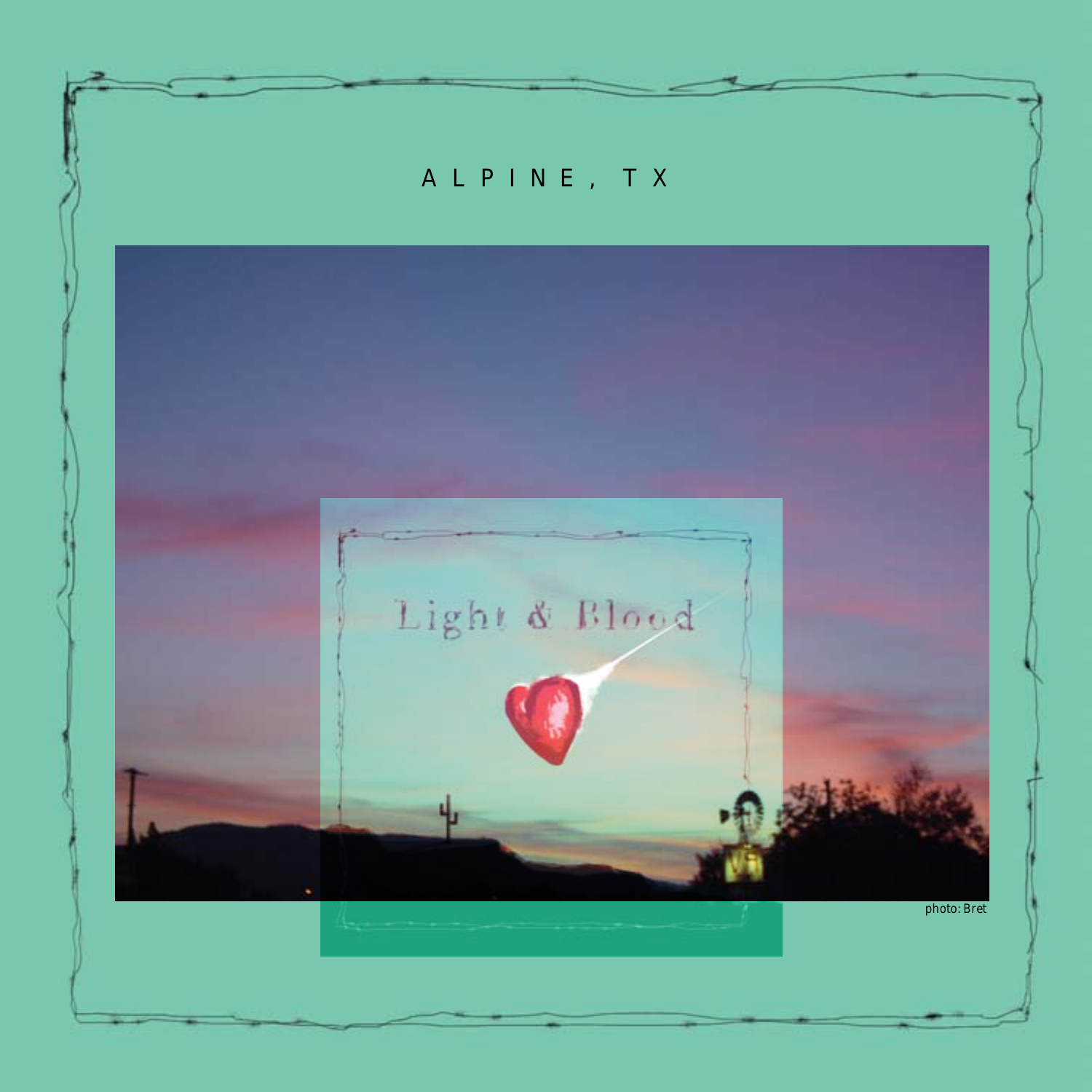ALPINE, TX

Light & Blood

photo: Bret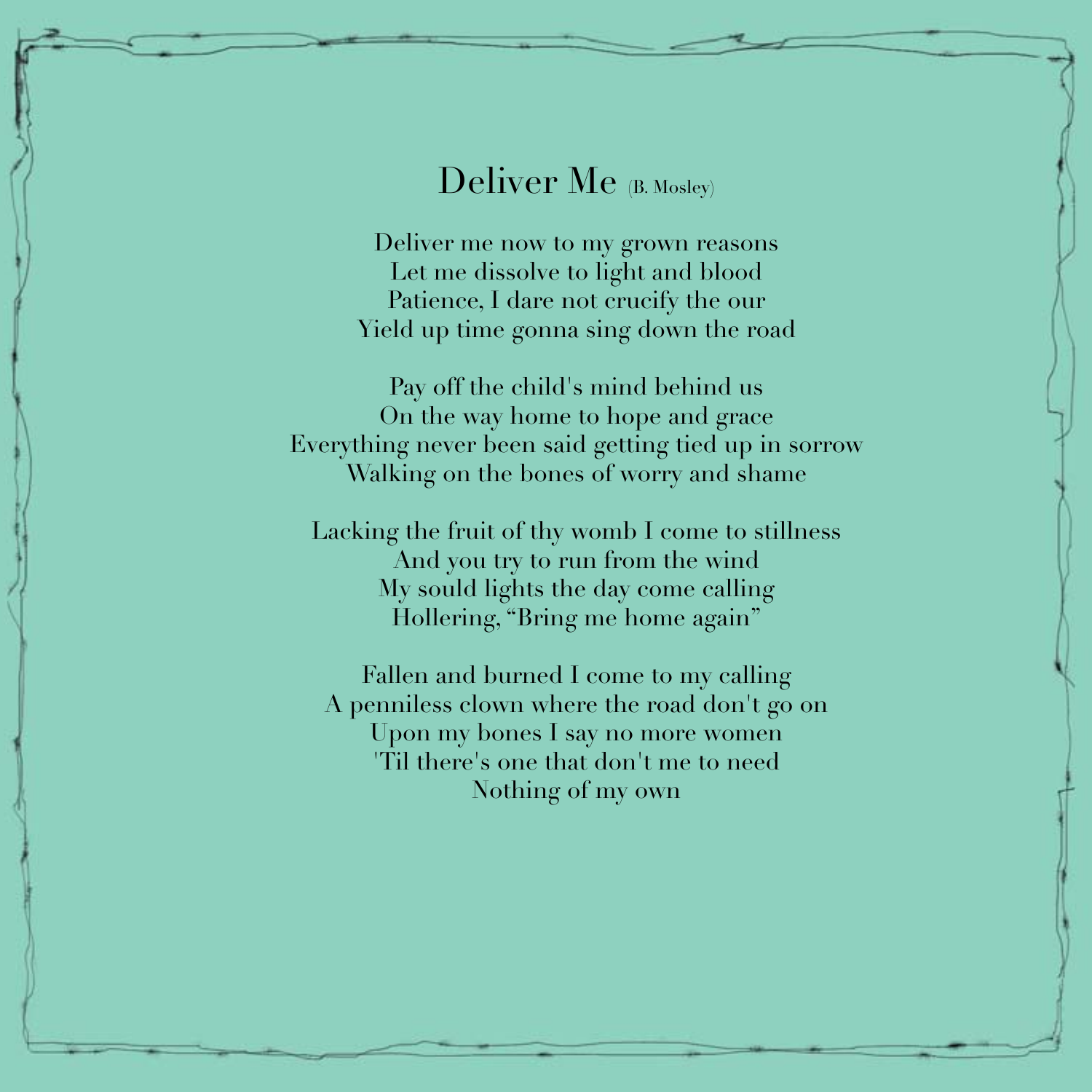# Deliver Me (B. Mosley)

Deliver me now to my grown reasons
Let me dissolve to light and blood
Patience, I dare not crucify the our
Yield up time gonna sing down the road

Pay off the child's mind behind us
On the way home to hope and grace
Everything never been said getting tied up in sorrow
Walking on the bones of worry and shame

Lacking the fruit of thy womb I come to stillness
And you try to run from the wind
My sould lights the day come calling
Hollering, "Bring me home again"

Fallen and burned I come to my calling
A penniless clown where the road don't go on
Upon my bones I say no more women
'Til there's one that don't me to need
Nothing of my own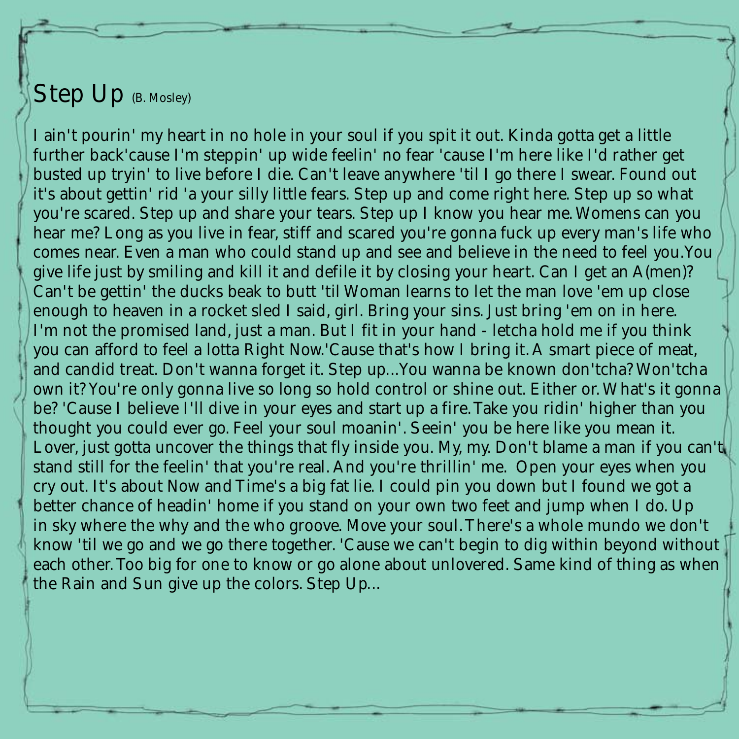## Step Up (B. Mosley)

I ain't pourin' my heart in no hole in your soul if you spit it out. Kinda gotta get a little further back'cause I'm steppin' up wide feelin' no fear 'cause I'm here like I'd rather get busted up tryin' to live before I die. Can't leave anywhere 'til I go there I swear. Found out it's about gettin' rid 'a your silly little fears. Step up and come right here. Step up so what you're scared. Step up and share your tears. Step up I know you hear me. Womens can you hear me? Long as you live in fear, stiff and scared you're gonna fuck up every man's life who comes near. Even a man who could stand up and see and believe in the need to feel you. You give life just by smiling and kill it and defile it by closing your heart. Can I get an A(men)? Can't be gettin' the ducks beak to butt 'til Woman learns to let the man love 'em up close enough to heaven in a rocket sled I said, girl. Bring your sins. Just bring 'em on in here. I'm not the promised land, just a man. But I fit in your hand - letcha hold me if you think you can afford to feel a lotta Right Now.'Cause that's how I bring it. A smart piece of meat, and candid treat. Don't wanna forget it. Step up...You wanna be known don'tcha? Won'tcha own it? You're only gonna live so long so hold control or shine out. Either or. What's it gonna be? 'Cause I believe I'll dive in your eyes and start up a fire. Take you ridin' higher than you thought you could ever go. Feel your soul moanin'. Seein' you be here like you mean it. Lover, just gotta uncover the things that fly inside you. My, my. Don't blame a man if you can't stand still for the feelin' that you're real. And you're thrillin' me. Open your eyes when you cry out. It's about Now and Time's a big fat lie. I could pin you down but I found we got a better chance of headin' home if you stand on your own two feet and jump when I do. Up in sky where the why and the who groove. Move your soul. There's a whole mundo we don't know 'til we go and we go there together. 'Cause we can't begin to dig within beyond without each other. Too big for one to know or go alone about unlovered. Same kind of thing as when the Rain and Sun give up the colors. Step Up...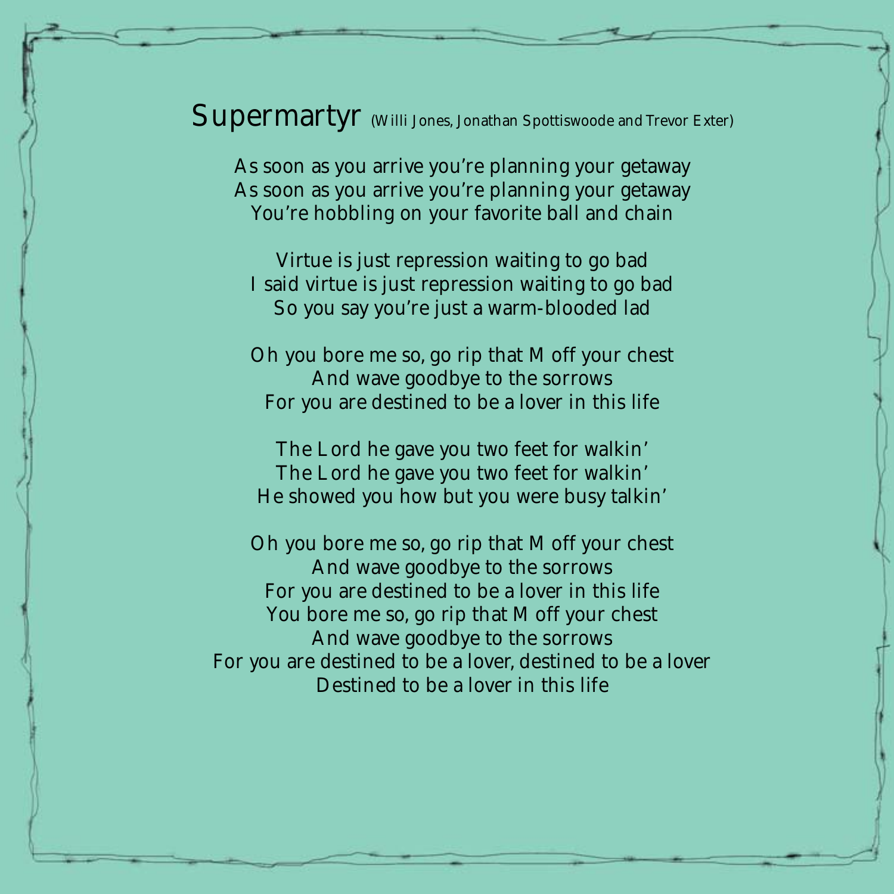# Supermartyr (Willi Jones, Jonathan Spottiswoode and Trevor Exter)

As soon as you arrive you're planning your getaway
As soon as you arrive you're planning your getaway
You're hobbling on your favorite ball and chain

Virtue is just repression waiting to go bad
I said virtue is just repression waiting to go bad
So you say you're just a warm-blooded lad

Oh you bore me so, go rip that M off your chest
And wave goodbye to the sorrows
For you are destined to be a lover in this life

The Lord he gave you two feet for walkin'
The Lord he gave you two feet for walkin'
He showed you how but you were busy talkin'

Oh you bore me so, go rip that M off your chest
And wave goodbye to the sorrows
For you are destined to be a lover in this life
You bore me so, go rip that M off your chest
And wave goodbye to the sorrows
For you are destined to be a lover, destined to be a lover
Destined to be a lover in this life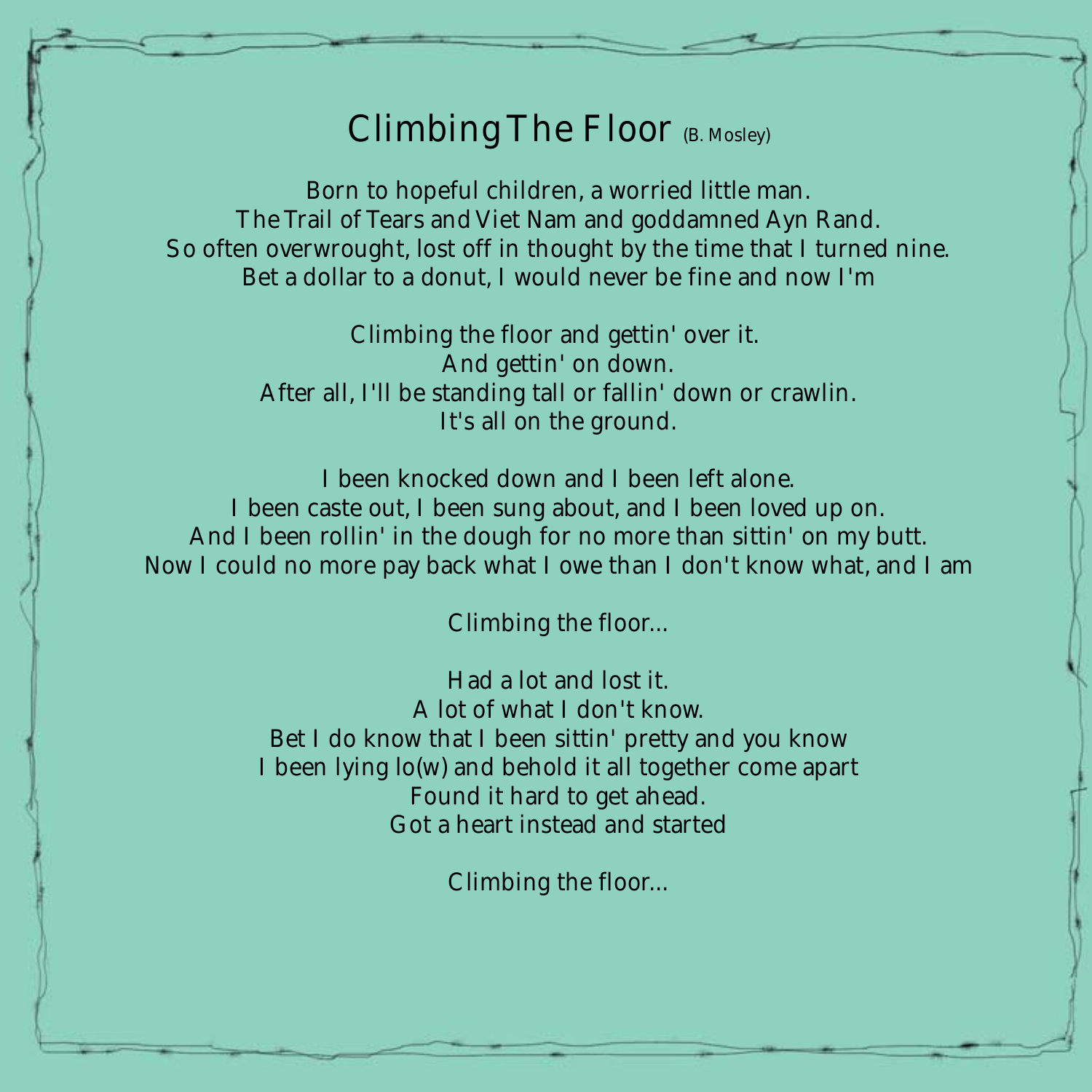# Climbing The Floor (B. Mosley)

Born to hopeful children, a worried little man.
The Trail of Tears and Viet Nam and goddamned Ayn Rand.
So often overwrought, lost off in thought by the time that I turned nine.
Bet a dollar to a donut, I would never be fine and now I'm

Climbing the floor and gettin' over it.
And gettin' on down.
After all, I'll be standing tall or fallin' down or crawlin.
It's all on the ground.

I been knocked down and I been left alone.
I been caste out, I been sung about, and I been loved up on.
And I been rollin' in the dough for no more than sittin' on my butt.
Now I could no more pay back what I owe than I don't know what, and I am

Climbing the floor...

Had a lot and lost it.
A lot of what I don't know.
Bet I do know that I been sittin' pretty and you know
I been lying lo(w) and behold it all together come apart
Found it hard to get ahead.
Got a heart instead and started

Climbing the floor...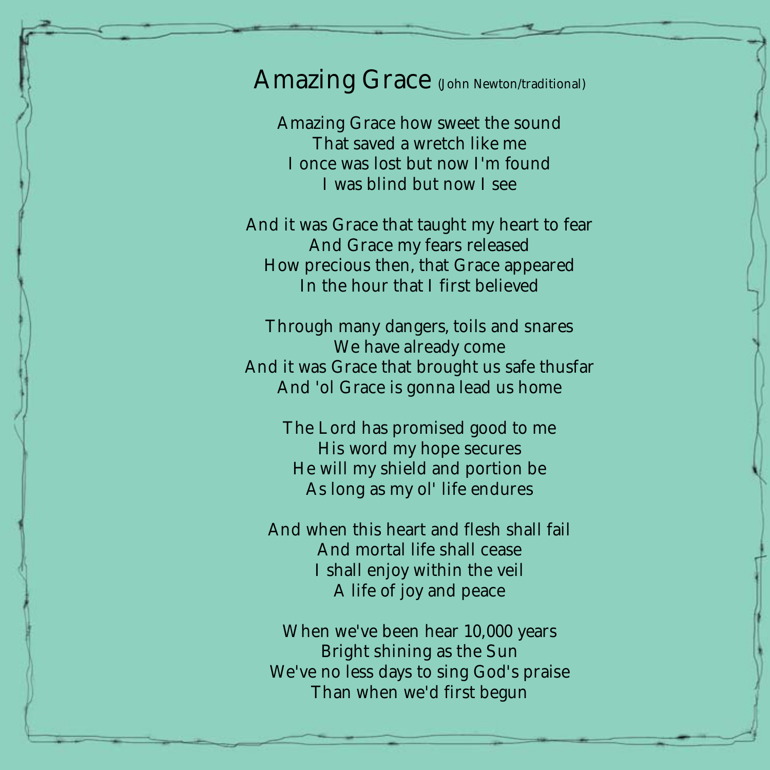# Amazing Grace (John Newton/traditional)

Amazing Grace how sweet the sound
That saved a wretch like me
I once was lost but now I'm found
I was blind but now I see

And it was Grace that taught my heart to fear
And Grace my fears released
How precious then, that Grace appeared
In the hour that I first believed

Through many dangers, toils and snares
We have already come
And it was Grace that brought us safe thusfar
And 'ol Grace is gonna lead us home

The Lord has promised good to me
His word my hope secures
He will my shield and portion be
As long as my ol' life endures

And when this heart and flesh shall fail
And mortal life shall cease
I shall enjoy within the veil
A life of joy and peace

When we've been hear 10,000 years
Bright shining as the Sun
We've no less days to sing God's praise
Than when we'd first begun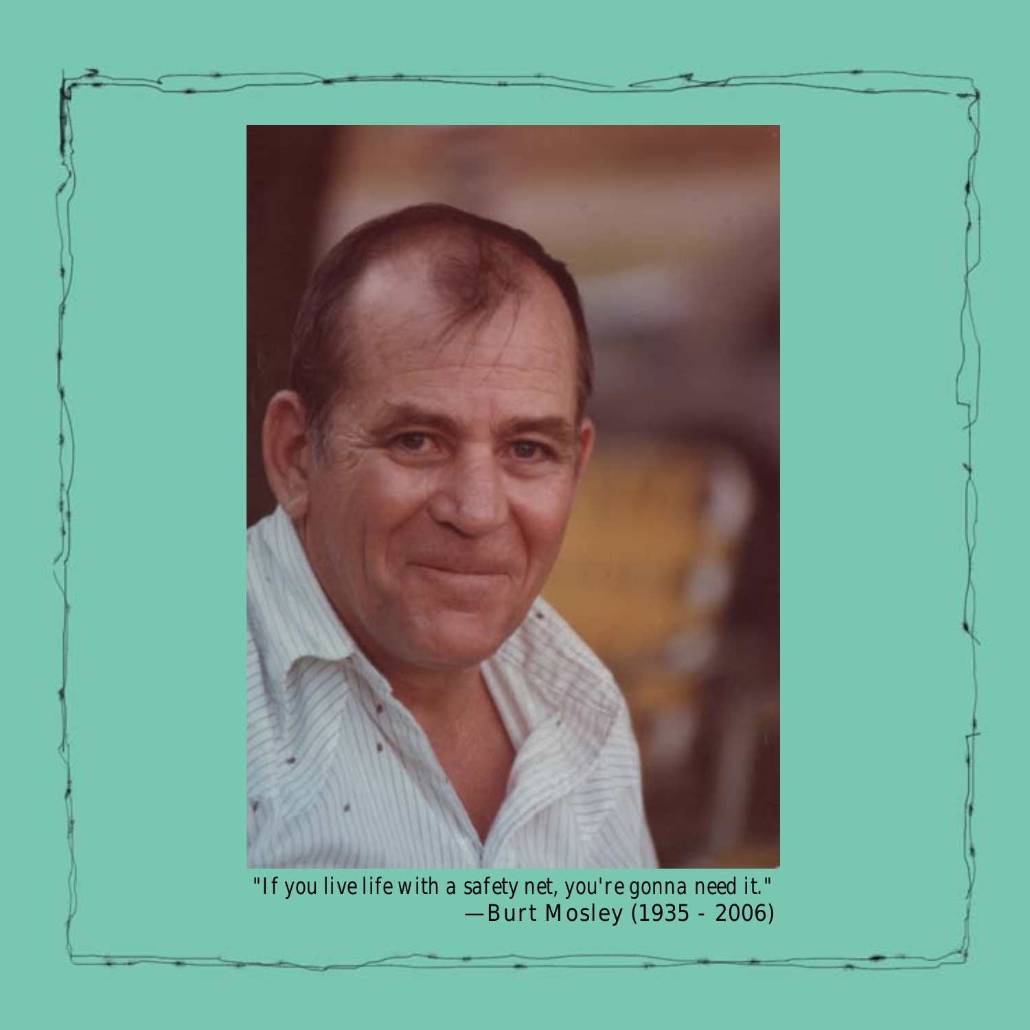"If you live life with a safety net, you're gonna need it."
—Burt Mosley (1935 - 2006)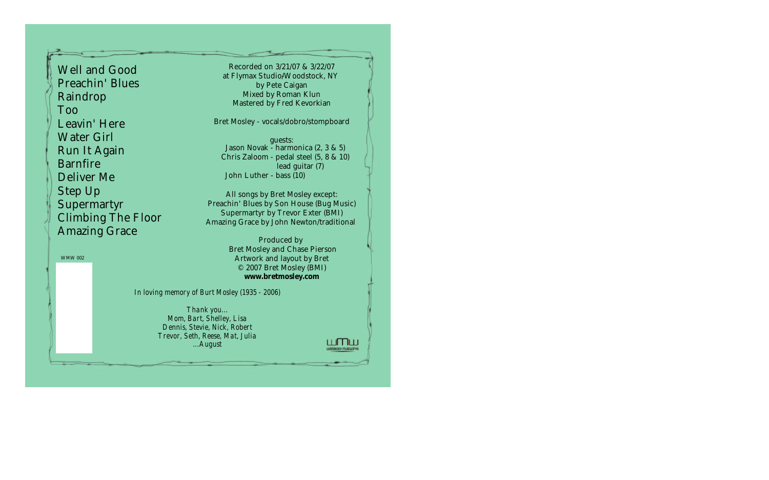Well and Good
Preachin' Blues
Raindrop
Too
Leavin' Here
Water Girl
Run It Again
Barnfire
Deliver Me
Step Up
Supermartyr
Climbing The Floor
Amazing Grace

WMW 002

Recorded on 3/21/07 & 3/22/07
at Flymax Studio/Woodstock, NY
by Pete Caigan
Mixed by Roman Klun
Mastered by Fred Kevorkian

Bret Mosley - vocals/dobro/stompboard

guests:
Jason Novak - harmonica (2, 3 & 5)
Chris Zaloom - pedal steel (5, 8 & 10)
lead guitar (7)
John Luther - bass (10)

All songs by Bret Mosley except:
Preachin' Blues by Son House (Bug Music)
Supermartyr by Trevor Exter (BMI)
Amazing Grace by John Newton/traditional

Produced by
Bret Mosley and Chase Pierson
Artwork and layout by Bret
© 2007 Bret Mosley (BMI)
**www.bretmosley.com**

*In loving memory of Burt Mosley (1935 - 2006)*

*Thank you...*
*Mom, Bart, Shelley, Lisa*
*Dennis, Stevie, Nick, Robert*
*Trevor, Seth, Reese, Mat, Julia*
*...August*